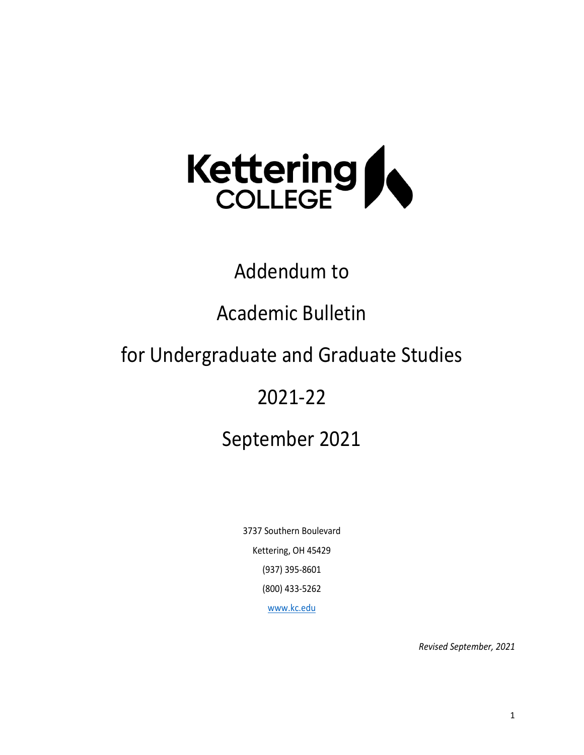Kettering COLLEGE

# Addendum to

# Academic Bulletin

# for Undergraduate and Graduate Studies

# 2021-22

# September 2021

3737 Southern Boulevard

Kettering, OH 45429

(937) 395-8601

(800) 433-5262

www.kc.edu

*Revised September, 2021*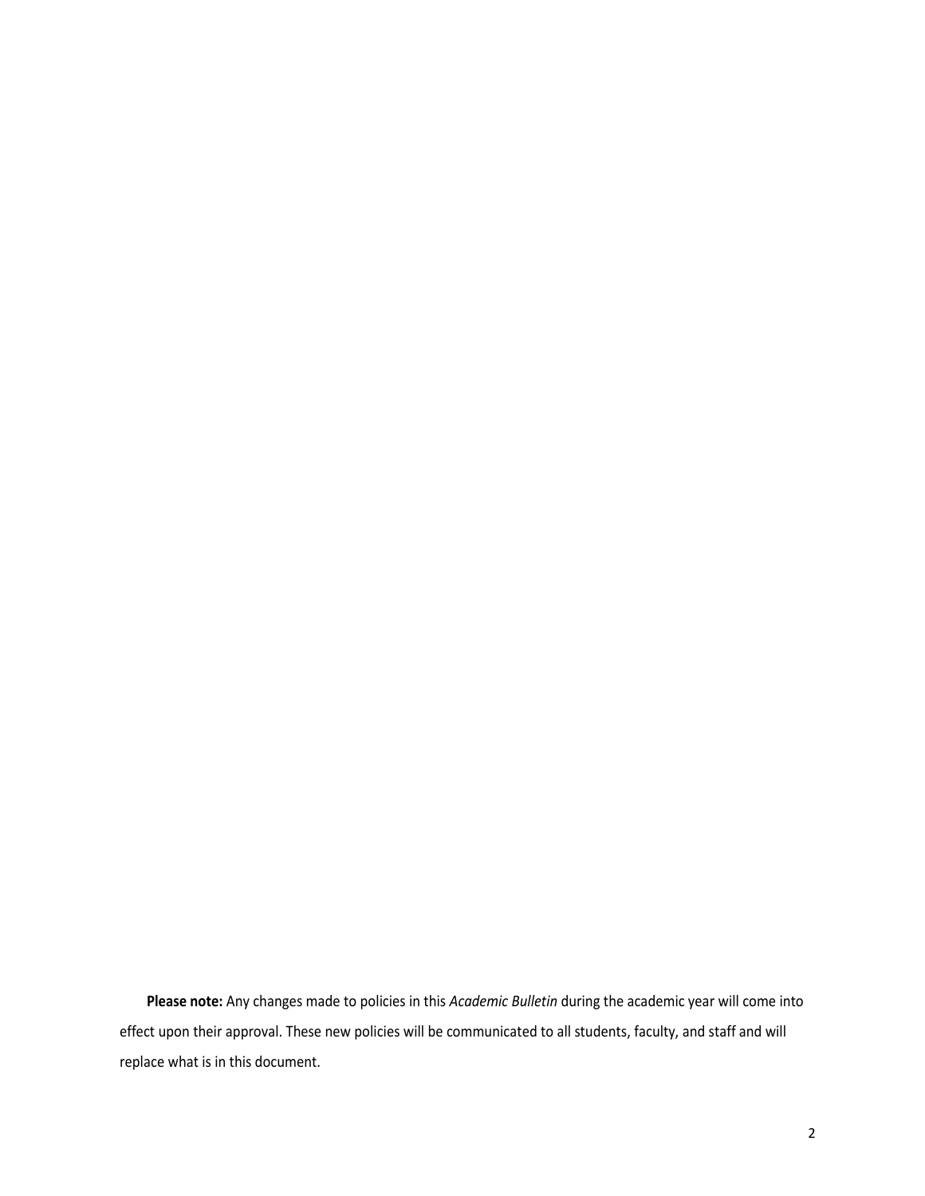**Please note:** Any changes made to policies in this *Academic Bulletin* during the academic year will come into effect upon their approval. These new policies will be communicated to all students, faculty, and staff and will replace what is in this document.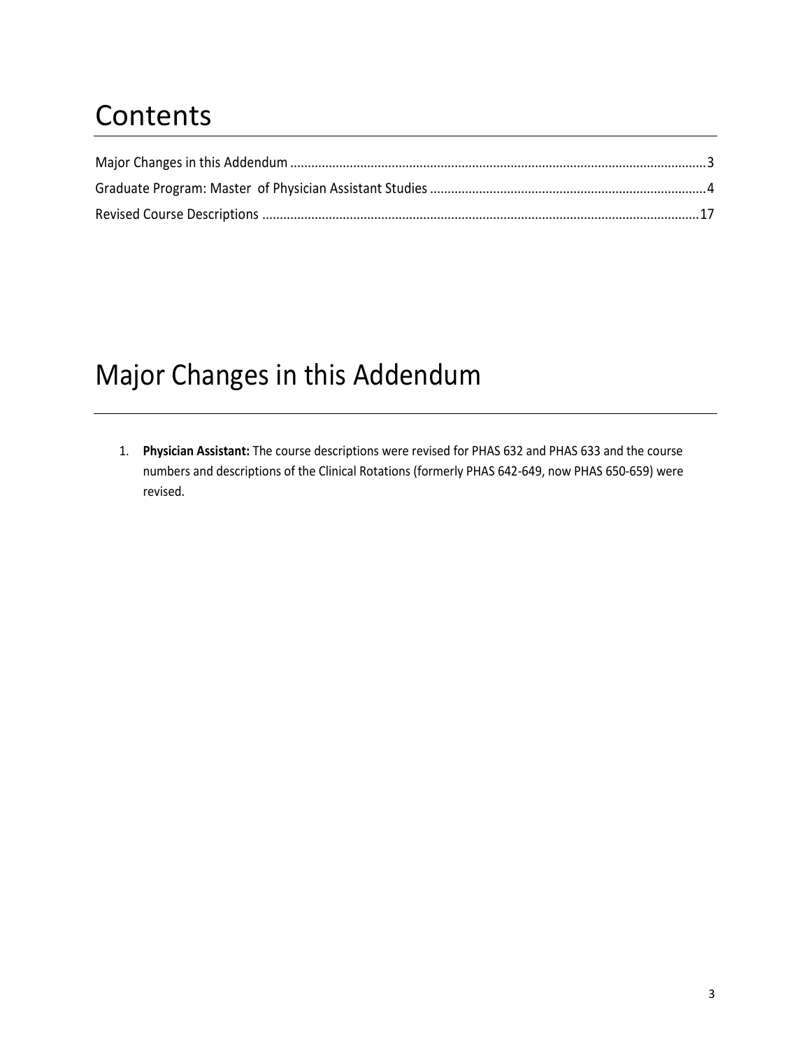# Contents

Major Changes in this Addendum .....................................................................................................................3
Graduate Program: Master of Physician Assistant Studies .............................................................................4
Revised Course Descriptions ..........................................................................................................................17

# Major Changes in this Addendum

1. **Physician Assistant:** The course descriptions were revised for PHAS 632 and PHAS 633 and the course numbers and descriptions of the Clinical Rotations (formerly PHAS 642-649, now PHAS 650-659) were revised.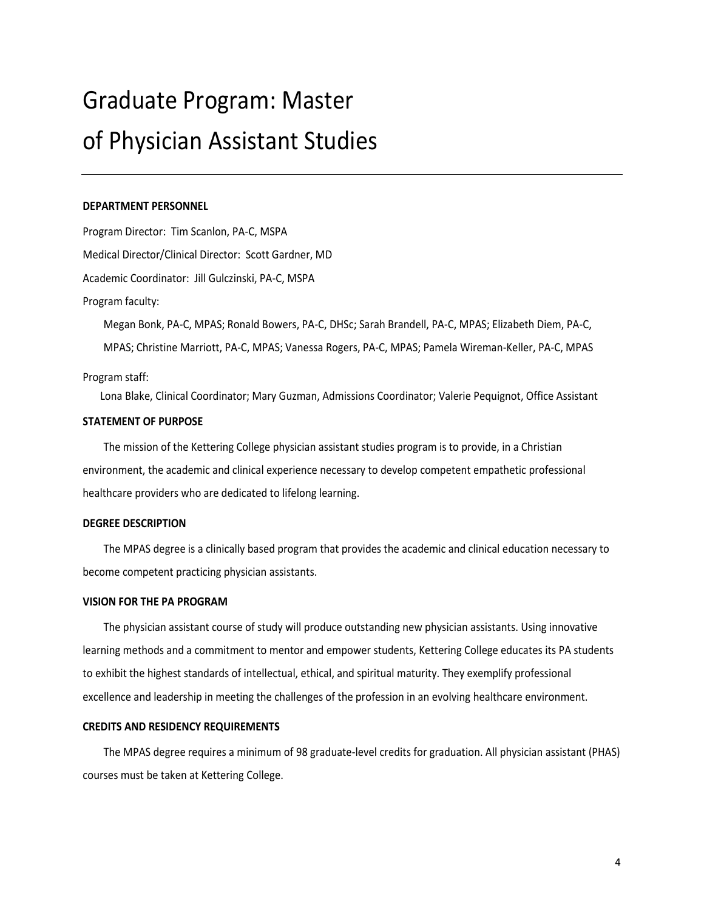# Graduate Program: Master of Physician Assistant Studies

**DEPARTMENT PERSONNEL**

Program Director: Tim Scanlon, PA-C, MSPA

Medical Director/Clinical Director: Scott Gardner, MD

Academic Coordinator: Jill Gulczinski, PA-C, MSPA

Program faculty:

Megan Bonk, PA-C, MPAS; Ronald Bowers, PA-C, DHSc; Sarah Brandell, PA-C, MPAS; Elizabeth Diem, PA-C, MPAS; Christine Marriott, PA-C, MPAS; Vanessa Rogers, PA-C, MPAS; Pamela Wireman-Keller, PA-C, MPAS

Program staff:

Lona Blake, Clinical Coordinator; Mary Guzman, Admissions Coordinator; Valerie Pequignot, Office Assistant

**STATEMENT OF PURPOSE**

The mission of the Kettering College physician assistant studies program is to provide, in a Christian environment, the academic and clinical experience necessary to develop competent empathetic professional healthcare providers who are dedicated to lifelong learning.

**DEGREE DESCRIPTION**

The MPAS degree is a clinically based program that provides the academic and clinical education necessary to become competent practicing physician assistants.

**VISION FOR THE PA PROGRAM**

The physician assistant course of study will produce outstanding new physician assistants. Using innovative learning methods and a commitment to mentor and empower students, Kettering College educates its PA students to exhibit the highest standards of intellectual, ethical, and spiritual maturity. They exemplify professional excellence and leadership in meeting the challenges of the profession in an evolving healthcare environment.

**CREDITS AND RESIDENCY REQUIREMENTS**

The MPAS degree requires a minimum of 98 graduate-level credits for graduation. All physician assistant (PHAS) courses must be taken at Kettering College.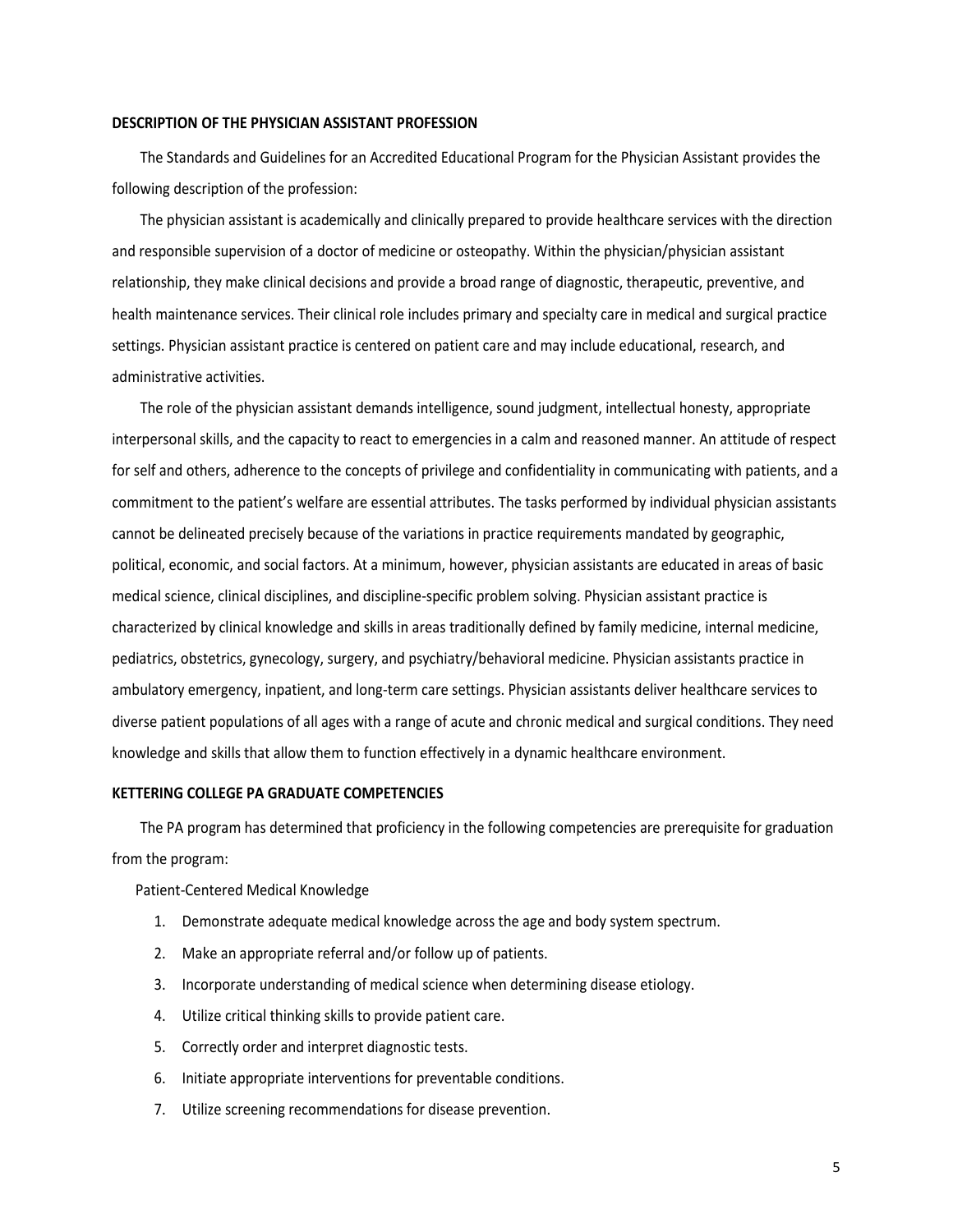## DESCRIPTION OF THE PHYSICIAN ASSISTANT PROFESSION

The Standards and Guidelines for an Accredited Educational Program for the Physician Assistant provides the following description of the profession:

The physician assistant is academically and clinically prepared to provide healthcare services with the direction and responsible supervision of a doctor of medicine or osteopathy. Within the physician/physician assistant relationship, they make clinical decisions and provide a broad range of diagnostic, therapeutic, preventive, and health maintenance services. Their clinical role includes primary and specialty care in medical and surgical practice settings. Physician assistant practice is centered on patient care and may include educational, research, and administrative activities.

The role of the physician assistant demands intelligence, sound judgment, intellectual honesty, appropriate interpersonal skills, and the capacity to react to emergencies in a calm and reasoned manner. An attitude of respect for self and others, adherence to the concepts of privilege and confidentiality in communicating with patients, and a commitment to the patient's welfare are essential attributes. The tasks performed by individual physician assistants cannot be delineated precisely because of the variations in practice requirements mandated by geographic, political, economic, and social factors. At a minimum, however, physician assistants are educated in areas of basic medical science, clinical disciplines, and discipline-specific problem solving. Physician assistant practice is characterized by clinical knowledge and skills in areas traditionally defined by family medicine, internal medicine, pediatrics, obstetrics, gynecology, surgery, and psychiatry/behavioral medicine. Physician assistants practice in ambulatory emergency, inpatient, and long-term care settings. Physician assistants deliver healthcare services to diverse patient populations of all ages with a range of acute and chronic medical and surgical conditions. They need knowledge and skills that allow them to function effectively in a dynamic healthcare environment.

## KETTERING COLLEGE PA GRADUATE COMPETENCIES

The PA program has determined that proficiency in the following competencies are prerequisite for graduation from the program:

Patient-Centered Medical Knowledge

1. Demonstrate adequate medical knowledge across the age and body system spectrum.
2. Make an appropriate referral and/or follow up of patients.
3. Incorporate understanding of medical science when determining disease etiology.
4. Utilize critical thinking skills to provide patient care.
5. Correctly order and interpret diagnostic tests.
6. Initiate appropriate interventions for preventable conditions.
7. Utilize screening recommendations for disease prevention.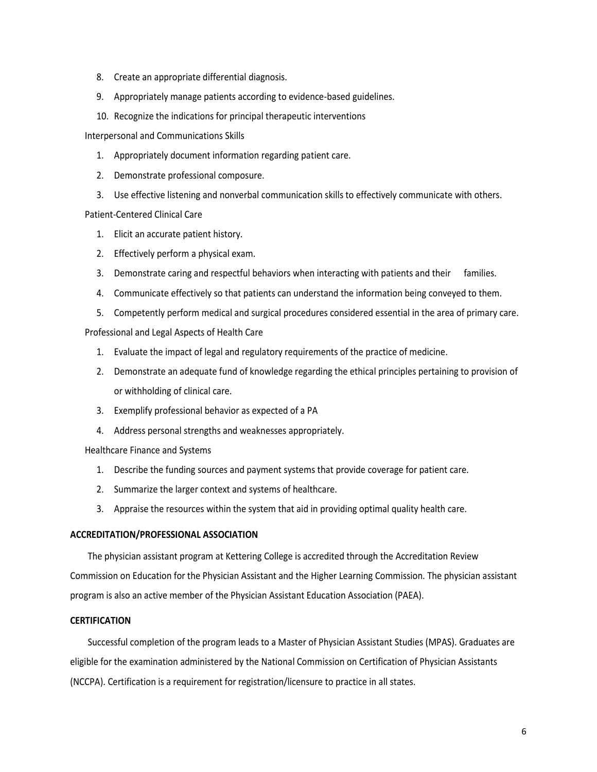8. Create an appropriate differential diagnosis.
9. Appropriately manage patients according to evidence-based guidelines.
10. Recognize the indications for principal therapeutic interventions

Interpersonal and Communications Skills

1. Appropriately document information regarding patient care.
2. Demonstrate professional composure.
3. Use effective listening and nonverbal communication skills to effectively communicate with others.

Patient-Centered Clinical Care

1. Elicit an accurate patient history.
2. Effectively perform a physical exam.
3. Demonstrate caring and respectful behaviors when interacting with patients and their families.
4. Communicate effectively so that patients can understand the information being conveyed to them.
5. Competently perform medical and surgical procedures considered essential in the area of primary care.

Professional and Legal Aspects of Health Care

1. Evaluate the impact of legal and regulatory requirements of the practice of medicine.
2. Demonstrate an adequate fund of knowledge regarding the ethical principles pertaining to provision of or withholding of clinical care.
3. Exemplify professional behavior as expected of a PA
4. Address personal strengths and weaknesses appropriately.

Healthcare Finance and Systems

1. Describe the funding sources and payment systems that provide coverage for patient care.
2. Summarize the larger context and systems of healthcare.
3. Appraise the resources within the system that aid in providing optimal quality health care.

**ACCREDITATION/PROFESSIONAL ASSOCIATION**

The physician assistant program at Kettering College is accredited through the Accreditation Review Commission on Education for the Physician Assistant and the Higher Learning Commission. The physician assistant program is also an active member of the Physician Assistant Education Association (PAEA).

**CERTIFICATION**

Successful completion of the program leads to a Master of Physician Assistant Studies (MPAS). Graduates are eligible for the examination administered by the National Commission on Certification of Physician Assistants (NCCPA). Certification is a requirement for registration/licensure to practice in all states.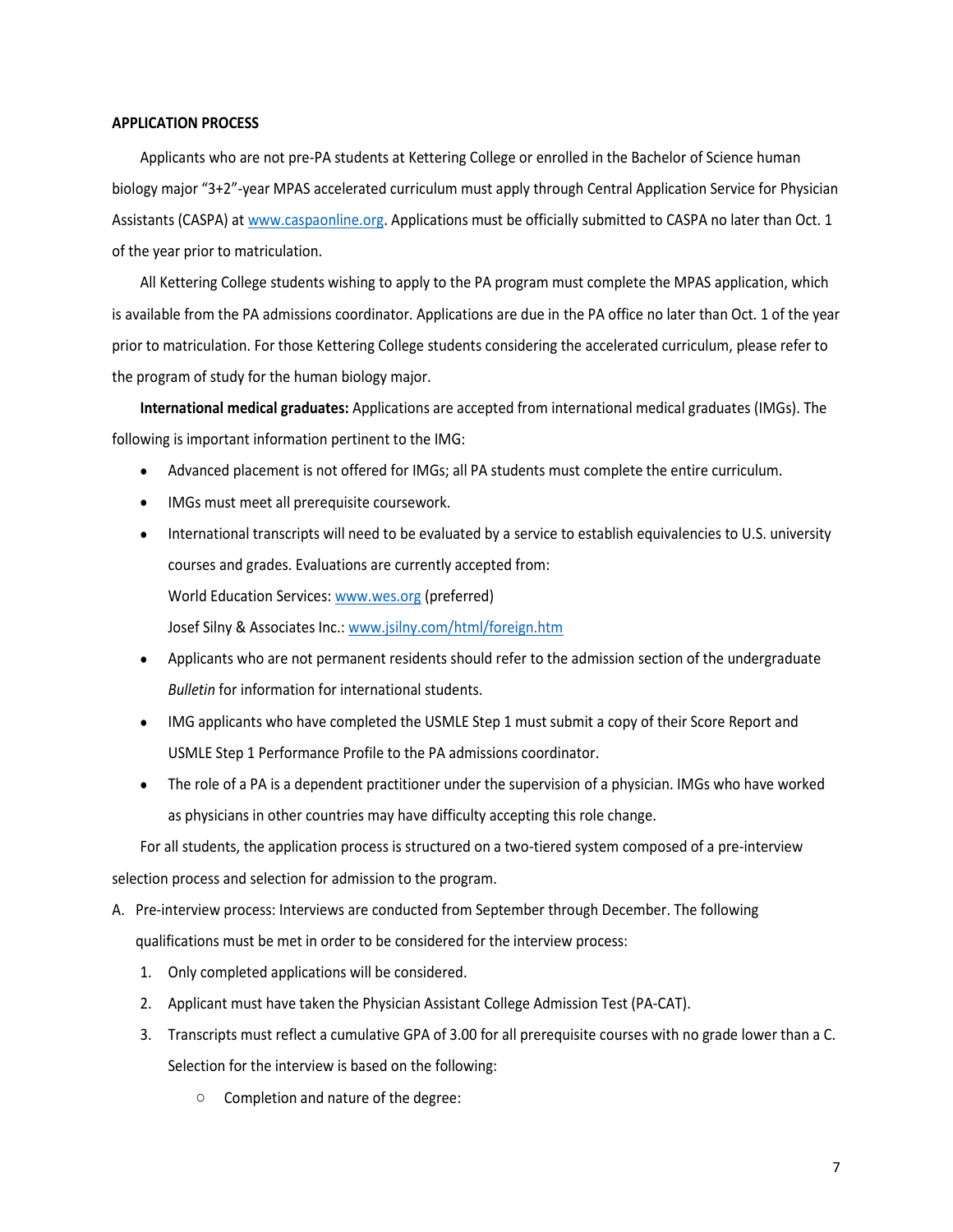**APPLICATION PROCESS**

Applicants who are not pre-PA students at Kettering College or enrolled in the Bachelor of Science human biology major "3+2"-year MPAS accelerated curriculum must apply through Central Application Service for Physician Assistants (CASPA) at www.caspaonline.org. Applications must be officially submitted to CASPA no later than Oct. 1 of the year prior to matriculation.

All Kettering College students wishing to apply to the PA program must complete the MPAS application, which is available from the PA admissions coordinator. Applications are due in the PA office no later than Oct. 1 of the year prior to matriculation. For those Kettering College students considering the accelerated curriculum, please refer to the program of study for the human biology major.

**International medical graduates:** Applications are accepted from international medical graduates (IMGs). The following is important information pertinent to the IMG:

- Advanced placement is not offered for IMGs; all PA students must complete the entire curriculum.
- IMGs must meet all prerequisite coursework.
- International transcripts will need to be evaluated by a service to establish equivalencies to U.S. university courses and grades. Evaluations are currently accepted from:
  World Education Services: www.wes.org (preferred)
  Josef Silny & Associates Inc.: www.jsilny.com/html/foreign.htm
- Applicants who are not permanent residents should refer to the admission section of the undergraduate *Bulletin* for information for international students.
- IMG applicants who have completed the USMLE Step 1 must submit a copy of their Score Report and USMLE Step 1 Performance Profile to the PA admissions coordinator.
- The role of a PA is a dependent practitioner under the supervision of a physician. IMGs who have worked as physicians in other countries may have difficulty accepting this role change.

For all students, the application process is structured on a two-tiered system composed of a pre-interview selection process and selection for admission to the program.

A. Pre-interview process: Interviews are conducted from September through December. The following qualifications must be met in order to be considered for the interview process:
   1. Only completed applications will be considered.
   2. Applicant must have taken the Physician Assistant College Admission Test (PA-CAT).
   3. Transcripts must reflect a cumulative GPA of 3.00 for all prerequisite courses with no grade lower than a C.
      Selection for the interview is based on the following:
      - Completion and nature of the degree: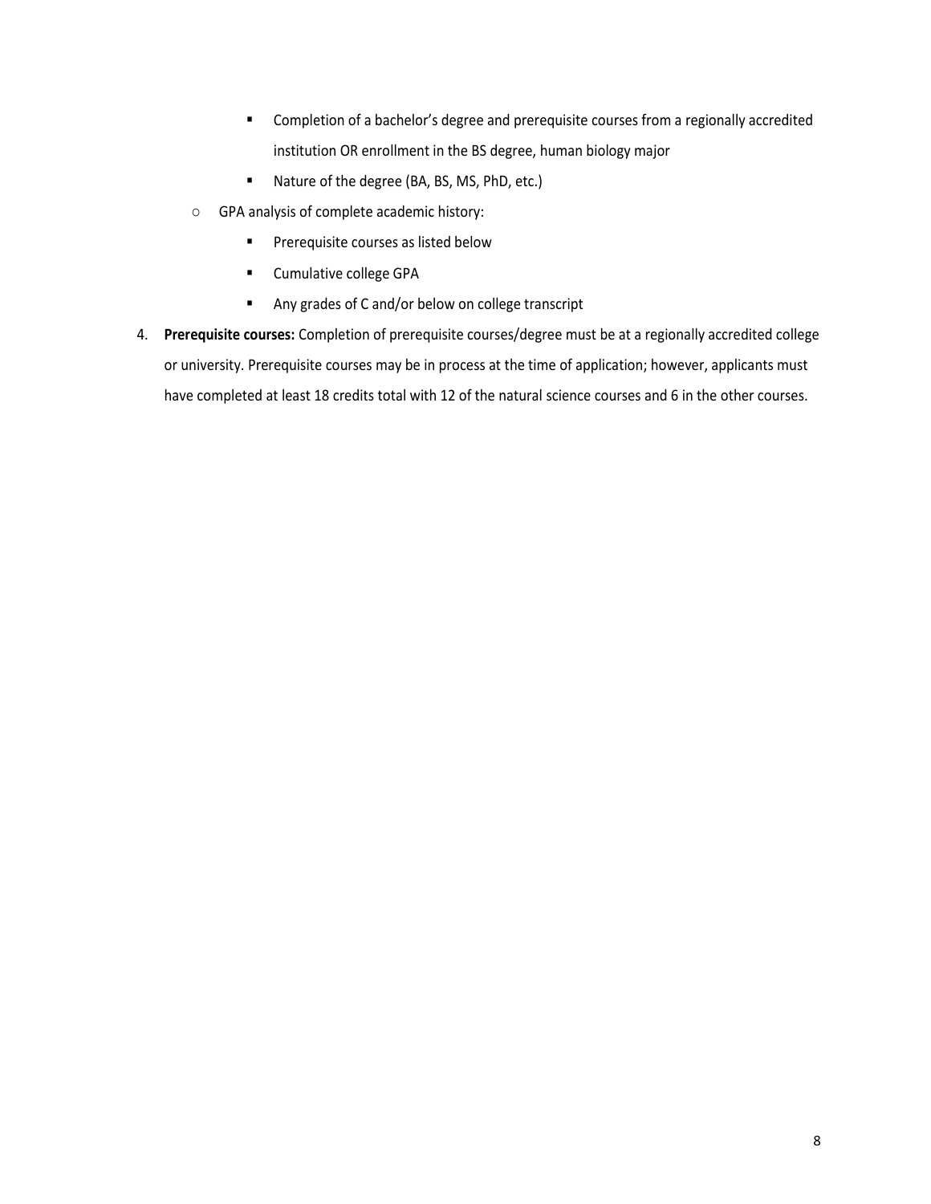- Completion of a bachelor's degree and prerequisite courses from a regionally accredited institution OR enrollment in the BS degree, human biology major
    - Nature of the degree (BA, BS, MS, PhD, etc.)
  - GPA analysis of complete academic history:
    - Prerequisite courses as listed below
    - Cumulative college GPA
    - Any grades of C and/or below on college transcript

4. **Prerequisite courses:** Completion of prerequisite courses/degree must be at a regionally accredited college or university. Prerequisite courses may be in process at the time of application; however, applicants must have completed at least 18 credits total with 12 of the natural science courses and 6 in the other courses.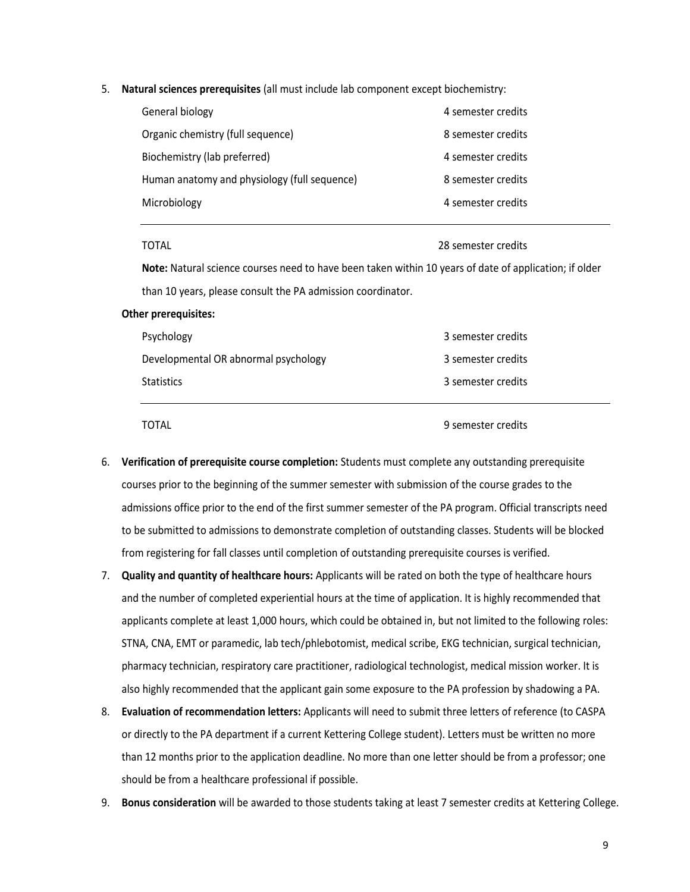5. **Natural sciences prerequisites** (all must include lab component except biochemistry:

| Course | Credits |
|---|---|
| General biology | 4 semester credits |
| Organic chemistry (full sequence) | 8 semester credits |
| Biochemistry (lab preferred) | 4 semester credits |
| Human anatomy and physiology (full sequence) | 8 semester credits |
| Microbiology | 4 semester credits |
| TOTAL | 28 semester credits |

**Note:** Natural science courses need to have been taken within 10 years of date of application; if older than 10 years, please consult the PA admission coordinator.

**Other prerequisites:**

| Course | Credits |
|---|---|
| Psychology | 3 semester credits |
| Developmental OR abnormal psychology | 3 semester credits |
| Statistics | 3 semester credits |
| TOTAL | 9 semester credits |

6. **Verification of prerequisite course completion:** Students must complete any outstanding prerequisite courses prior to the beginning of the summer semester with submission of the course grades to the admissions office prior to the end of the first summer semester of the PA program. Official transcripts need to be submitted to admissions to demonstrate completion of outstanding classes. Students will be blocked from registering for fall classes until completion of outstanding prerequisite courses is verified.
7. **Quality and quantity of healthcare hours:** Applicants will be rated on both the type of healthcare hours and the number of completed experiential hours at the time of application. It is highly recommended that applicants complete at least 1,000 hours, which could be obtained in, but not limited to the following roles: STNA, CNA, EMT or paramedic, lab tech/phlebotomist, medical scribe, EKG technician, surgical technician, pharmacy technician, respiratory care practitioner, radiological technologist, medical mission worker. It is also highly recommended that the applicant gain some exposure to the PA profession by shadowing a PA.
8. **Evaluation of recommendation letters:** Applicants will need to submit three letters of reference (to CASPA or directly to the PA department if a current Kettering College student). Letters must be written no more than 12 months prior to the application deadline. No more than one letter should be from a professor; one should be from a healthcare professional if possible.
9. **Bonus consideration** will be awarded to those students taking at least 7 semester credits at Kettering College.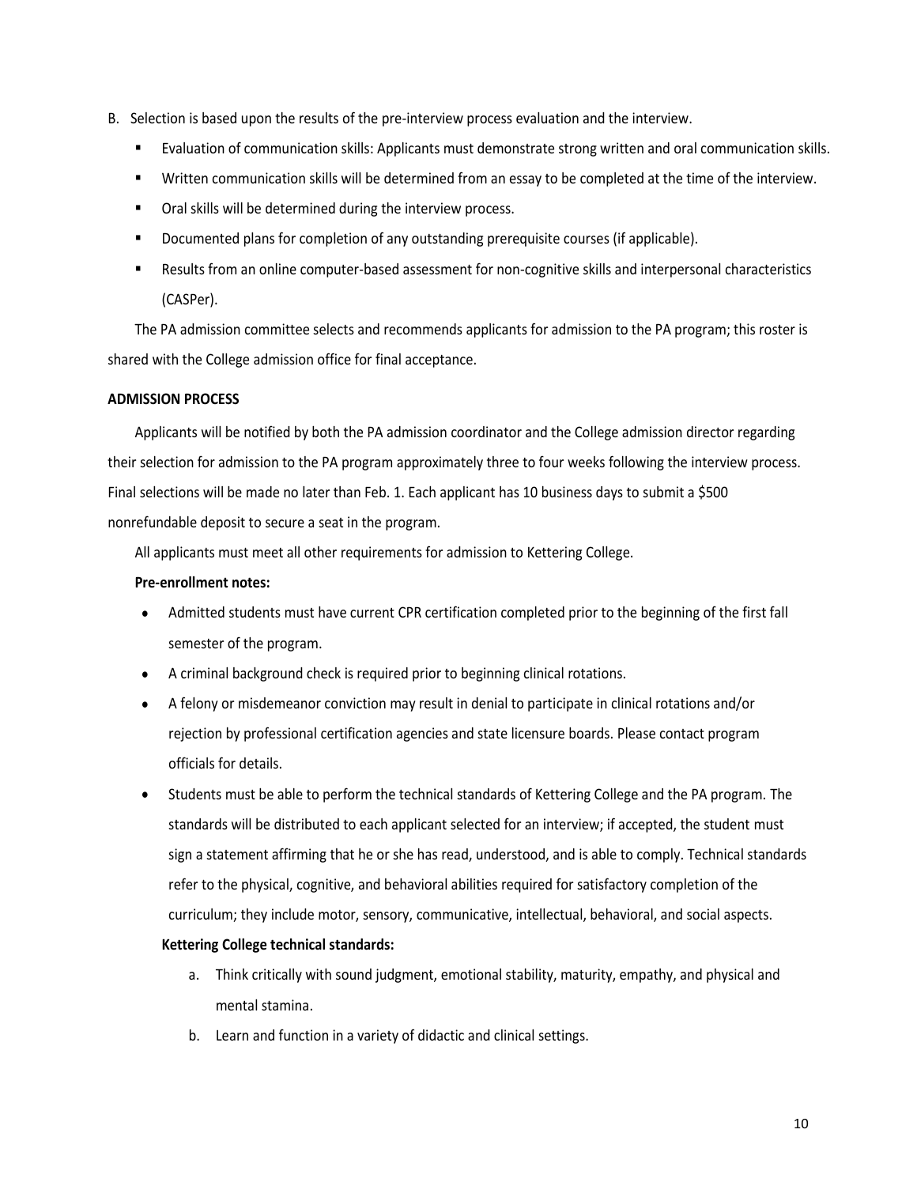B. Selection is based upon the results of the pre-interview process evaluation and the interview.

- Evaluation of communication skills: Applicants must demonstrate strong written and oral communication skills.
- Written communication skills will be determined from an essay to be completed at the time of the interview.
- Oral skills will be determined during the interview process.
- Documented plans for completion of any outstanding prerequisite courses (if applicable).
- Results from an online computer-based assessment for non-cognitive skills and interpersonal characteristics (CASPer).

The PA admission committee selects and recommends applicants for admission to the PA program; this roster is shared with the College admission office for final acceptance.

**ADMISSION PROCESS**

Applicants will be notified by both the PA admission coordinator and the College admission director regarding their selection for admission to the PA program approximately three to four weeks following the interview process. Final selections will be made no later than Feb. 1. Each applicant has 10 business days to submit a $500 nonrefundable deposit to secure a seat in the program.

All applicants must meet all other requirements for admission to Kettering College.

**Pre-enrollment notes:**

- Admitted students must have current CPR certification completed prior to the beginning of the first fall semester of the program.
- A criminal background check is required prior to beginning clinical rotations.
- A felony or misdemeanor conviction may result in denial to participate in clinical rotations and/or rejection by professional certification agencies and state licensure boards. Please contact program officials for details.
- Students must be able to perform the technical standards of Kettering College and the PA program. The standards will be distributed to each applicant selected for an interview; if accepted, the student must sign a statement affirming that he or she has read, understood, and is able to comply. Technical standards refer to the physical, cognitive, and behavioral abilities required for satisfactory completion of the curriculum; they include motor, sensory, communicative, intellectual, behavioral, and social aspects.

  **Kettering College technical standards:**

  a. Think critically with sound judgment, emotional stability, maturity, empathy, and physical and mental stamina.
  b. Learn and function in a variety of didactic and clinical settings.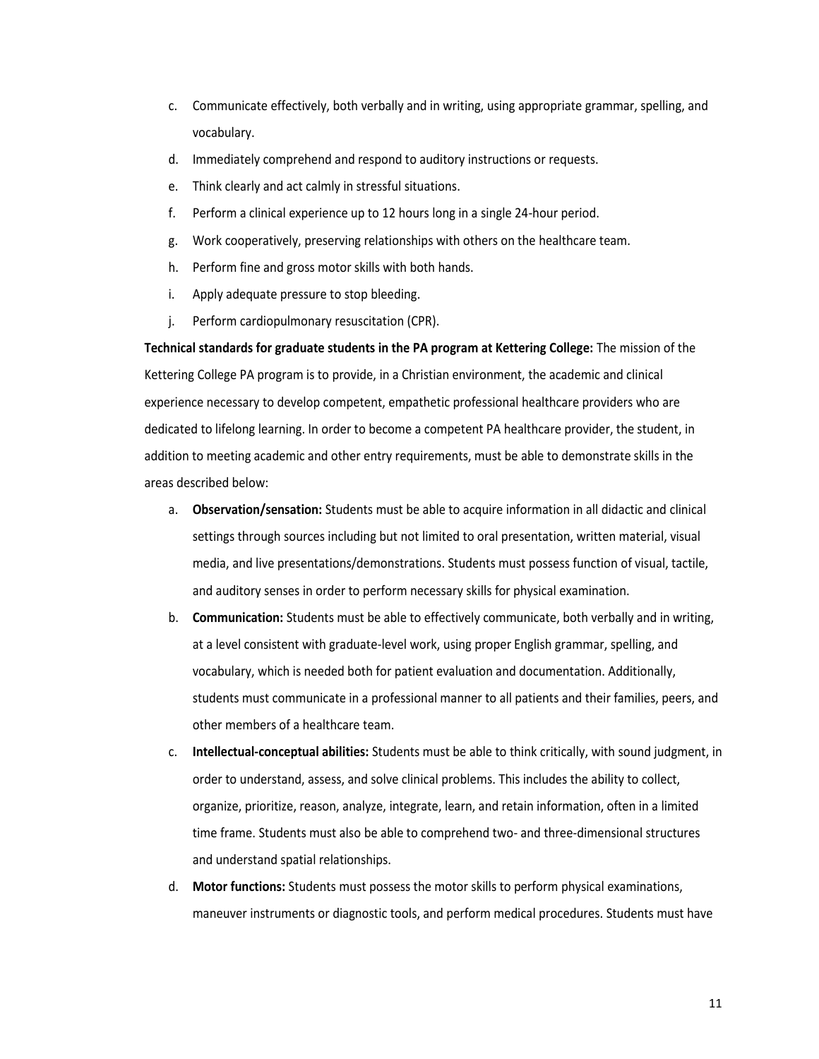c. Communicate effectively, both verbally and in writing, using appropriate grammar, spelling, and vocabulary.
d. Immediately comprehend and respond to auditory instructions or requests.
e. Think clearly and act calmly in stressful situations.
f. Perform a clinical experience up to 12 hours long in a single 24-hour period.
g. Work cooperatively, preserving relationships with others on the healthcare team.
h. Perform fine and gross motor skills with both hands.
i. Apply adequate pressure to stop bleeding.
j. Perform cardiopulmonary resuscitation (CPR).

**Technical standards for graduate students in the PA program at Kettering College:** The mission of the Kettering College PA program is to provide, in a Christian environment, the academic and clinical experience necessary to develop competent, empathetic professional healthcare providers who are dedicated to lifelong learning. In order to become a competent PA healthcare provider, the student, in addition to meeting academic and other entry requirements, must be able to demonstrate skills in the areas described below:

a. **Observation/sensation:** Students must be able to acquire information in all didactic and clinical settings through sources including but not limited to oral presentation, written material, visual media, and live presentations/demonstrations. Students must possess function of visual, tactile, and auditory senses in order to perform necessary skills for physical examination.
b. **Communication:** Students must be able to effectively communicate, both verbally and in writing, at a level consistent with graduate-level work, using proper English grammar, spelling, and vocabulary, which is needed both for patient evaluation and documentation. Additionally, students must communicate in a professional manner to all patients and their families, peers, and other members of a healthcare team.
c. **Intellectual-conceptual abilities:** Students must be able to think critically, with sound judgment, in order to understand, assess, and solve clinical problems. This includes the ability to collect, organize, prioritize, reason, analyze, integrate, learn, and retain information, often in a limited time frame. Students must also be able to comprehend two- and three-dimensional structures and understand spatial relationships.
d. **Motor functions:** Students must possess the motor skills to perform physical examinations, maneuver instruments or diagnostic tools, and perform medical procedures. Students must have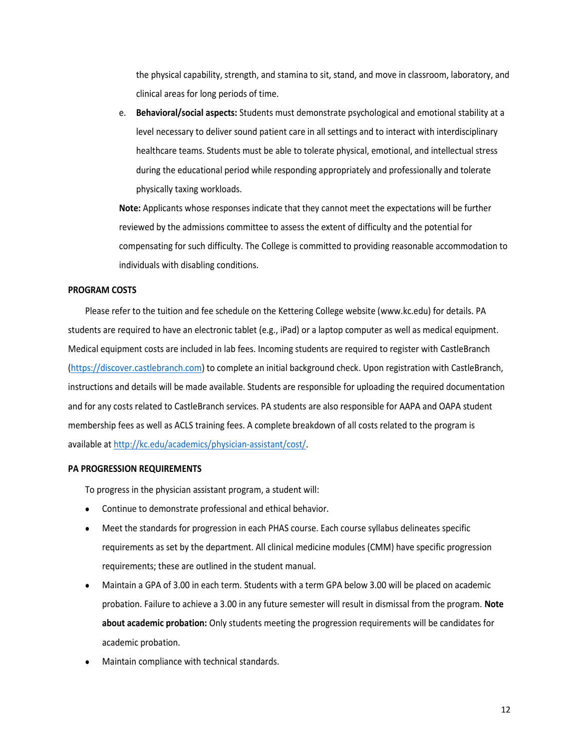the physical capability, strength, and stamina to sit, stand, and move in classroom, laboratory, and clinical areas for long periods of time.

e. **Behavioral/social aspects:** Students must demonstrate psychological and emotional stability at a level necessary to deliver sound patient care in all settings and to interact with interdisciplinary healthcare teams. Students must be able to tolerate physical, emotional, and intellectual stress during the educational period while responding appropriately and professionally and tolerate physically taxing workloads.

**Note:** Applicants whose responses indicate that they cannot meet the expectations will be further reviewed by the admissions committee to assess the extent of difficulty and the potential for compensating for such difficulty. The College is committed to providing reasonable accommodation to individuals with disabling conditions.

**PROGRAM COSTS**

Please refer to the tuition and fee schedule on the Kettering College website (www.kc.edu) for details. PA students are required to have an electronic tablet (e.g., iPad) or a laptop computer as well as medical equipment. Medical equipment costs are included in lab fees. Incoming students are required to register with CastleBranch (https://discover.castlebranch.com) to complete an initial background check. Upon registration with CastleBranch, instructions and details will be made available. Students are responsible for uploading the required documentation and for any costs related to CastleBranch services. PA students are also responsible for AAPA and OAPA student membership fees as well as ACLS training fees. A complete breakdown of all costs related to the program is available at http://kc.edu/academics/physician-assistant/cost/.

**PA PROGRESSION REQUIREMENTS**

To progress in the physician assistant program, a student will:

- Continue to demonstrate professional and ethical behavior.
- Meet the standards for progression in each PHAS course. Each course syllabus delineates specific requirements as set by the department. All clinical medicine modules (CMM) have specific progression requirements; these are outlined in the student manual.
- Maintain a GPA of 3.00 in each term. Students with a term GPA below 3.00 will be placed on academic probation. Failure to achieve a 3.00 in any future semester will result in dismissal from the program. **Note about academic probation:** Only students meeting the progression requirements will be candidates for academic probation.
- Maintain compliance with technical standards.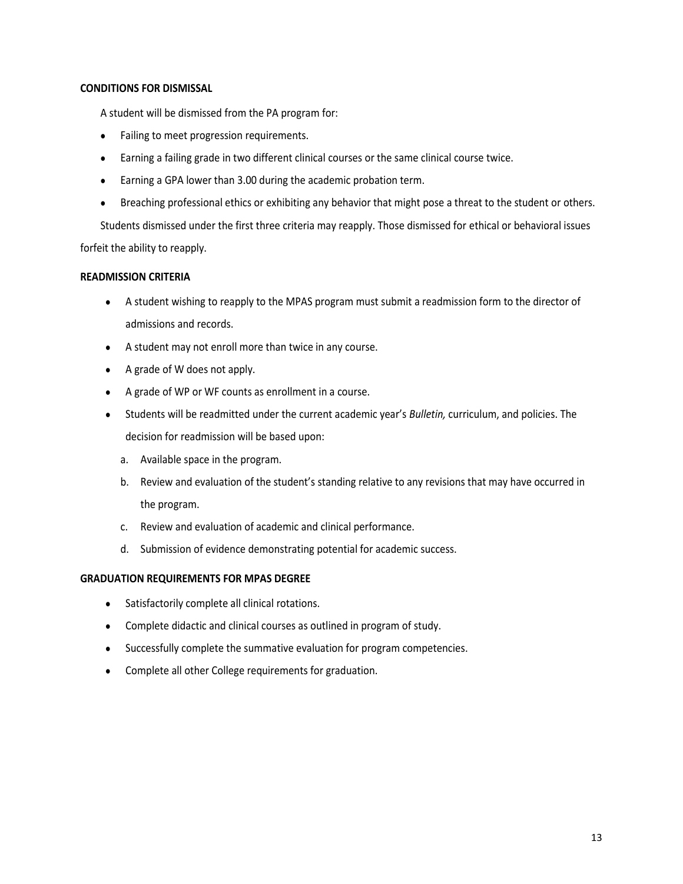## CONDITIONS FOR DISMISSAL

A student will be dismissed from the PA program for:

- Failing to meet progression requirements.
- Earning a failing grade in two different clinical courses or the same clinical course twice.
- Earning a GPA lower than 3.00 during the academic probation term.
- Breaching professional ethics or exhibiting any behavior that might pose a threat to the student or others.

Students dismissed under the first three criteria may reapply. Those dismissed for ethical or behavioral issues forfeit the ability to reapply.

## READMISSION CRITERIA

- A student wishing to reapply to the MPAS program must submit a readmission form to the director of admissions and records.
- A student may not enroll more than twice in any course.
- A grade of W does not apply.
- A grade of WP or WF counts as enrollment in a course.
- Students will be readmitted under the current academic year's *Bulletin,* curriculum, and policies. The decision for readmission will be based upon:
  a. Available space in the program.
  b. Review and evaluation of the student's standing relative to any revisions that may have occurred in the program.
  c. Review and evaluation of academic and clinical performance.
  d. Submission of evidence demonstrating potential for academic success.

## GRADUATION REQUIREMENTS FOR MPAS DEGREE

- Satisfactorily complete all clinical rotations.
- Complete didactic and clinical courses as outlined in program of study.
- Successfully complete the summative evaluation for program competencies.
- Complete all other College requirements for graduation.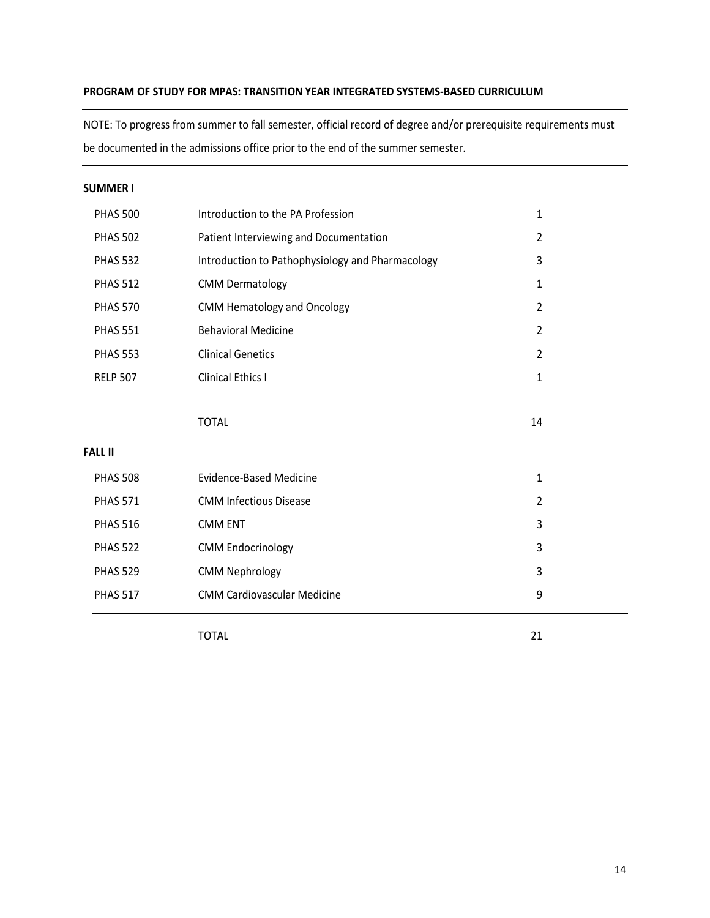**PROGRAM OF STUDY FOR MPAS: TRANSITION YEAR INTEGRATED SYSTEMS-BASED CURRICULUM**

NOTE: To progress from summer to fall semester, official record of degree and/or prerequisite requirements must be documented in the admissions office prior to the end of the summer semester.

**SUMMER I**

| Course | Title | Credits |
|---|---|---|
| PHAS 500 | Introduction to the PA Profession | 1 |
| PHAS 502 | Patient Interviewing and Documentation | 2 |
| PHAS 532 | Introduction to Pathophysiology and Pharmacology | 3 |
| PHAS 512 | CMM Dermatology | 1 |
| PHAS 570 | CMM Hematology and Oncology | 2 |
| PHAS 551 | Behavioral Medicine | 2 |
| PHAS 553 | Clinical Genetics | 2 |
| RELP 507 | Clinical Ethics I | 1 |
| | TOTAL | 14 |

**FALL II**

| Course | Title | Credits |
|---|---|---|
| PHAS 508 | Evidence-Based Medicine | 1 |
| PHAS 571 | CMM Infectious Disease | 2 |
| PHAS 516 | CMM ENT | 3 |
| PHAS 522 | CMM Endocrinology | 3 |
| PHAS 529 | CMM Nephrology | 3 |
| PHAS 517 | CMM Cardiovascular Medicine | 9 |
| | TOTAL | 21 |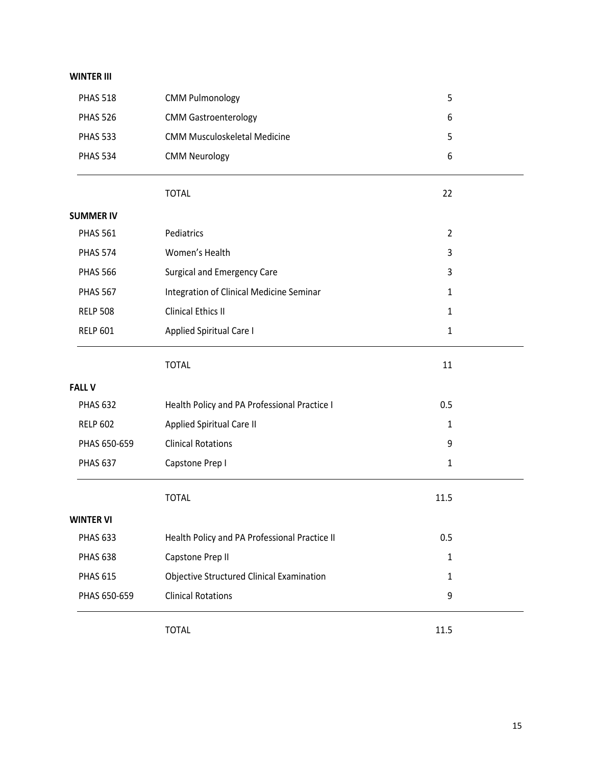**WINTER III**

| | | |
|---|---|---|
| PHAS 518 | CMM Pulmonology | 5 |
| PHAS 526 | CMM Gastroenterology | 6 |
| PHAS 533 | CMM Musculoskeletal Medicine | 5 |
| PHAS 534 | CMM Neurology | 6 |
| | TOTAL | 22 |

**SUMMER IV**

| | | |
|---|---|---|
| PHAS 561 | Pediatrics | 2 |
| PHAS 574 | Women's Health | 3 |
| PHAS 566 | Surgical and Emergency Care | 3 |
| PHAS 567 | Integration of Clinical Medicine Seminar | 1 |
| RELP 508 | Clinical Ethics II | 1 |
| RELP 601 | Applied Spiritual Care I | 1 |
| | TOTAL | 11 |

**FALL V**

| | | |
|---|---|---|
| PHAS 632 | Health Policy and PA Professional Practice I | 0.5 |
| RELP 602 | Applied Spiritual Care II | 1 |
| PHAS 650-659 | Clinical Rotations | 9 |
| PHAS 637 | Capstone Prep I | 1 |
| | TOTAL | 11.5 |

**WINTER VI**

| | | |
|---|---|---|
| PHAS 633 | Health Policy and PA Professional Practice II | 0.5 |
| PHAS 638 | Capstone Prep II | 1 |
| PHAS 615 | Objective Structured Clinical Examination | 1 |
| PHAS 650-659 | Clinical Rotations | 9 |
| | TOTAL | 11.5 |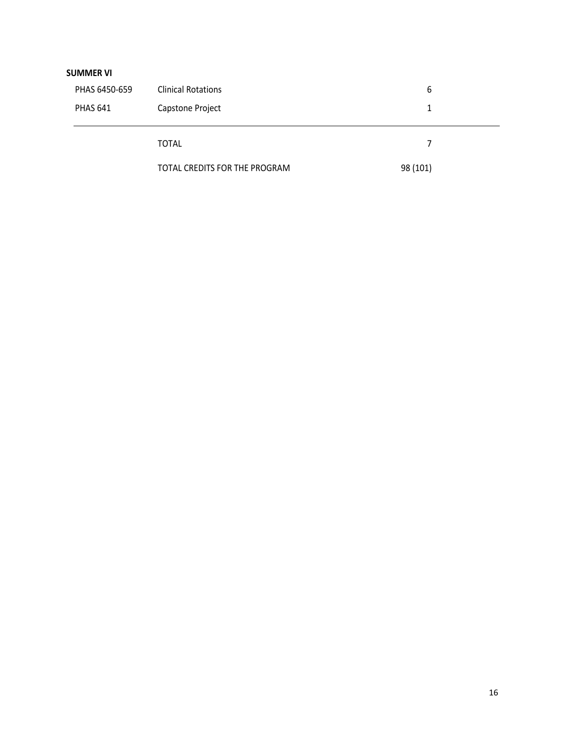**SUMMER VI**

| | | |
|---|---|---|
| PHAS 6450-659 | Clinical Rotations | 6 |
| PHAS 641 | Capstone Project | 1 |
| | TOTAL | 7 |
| | TOTAL CREDITS FOR THE PROGRAM | 98 (101) |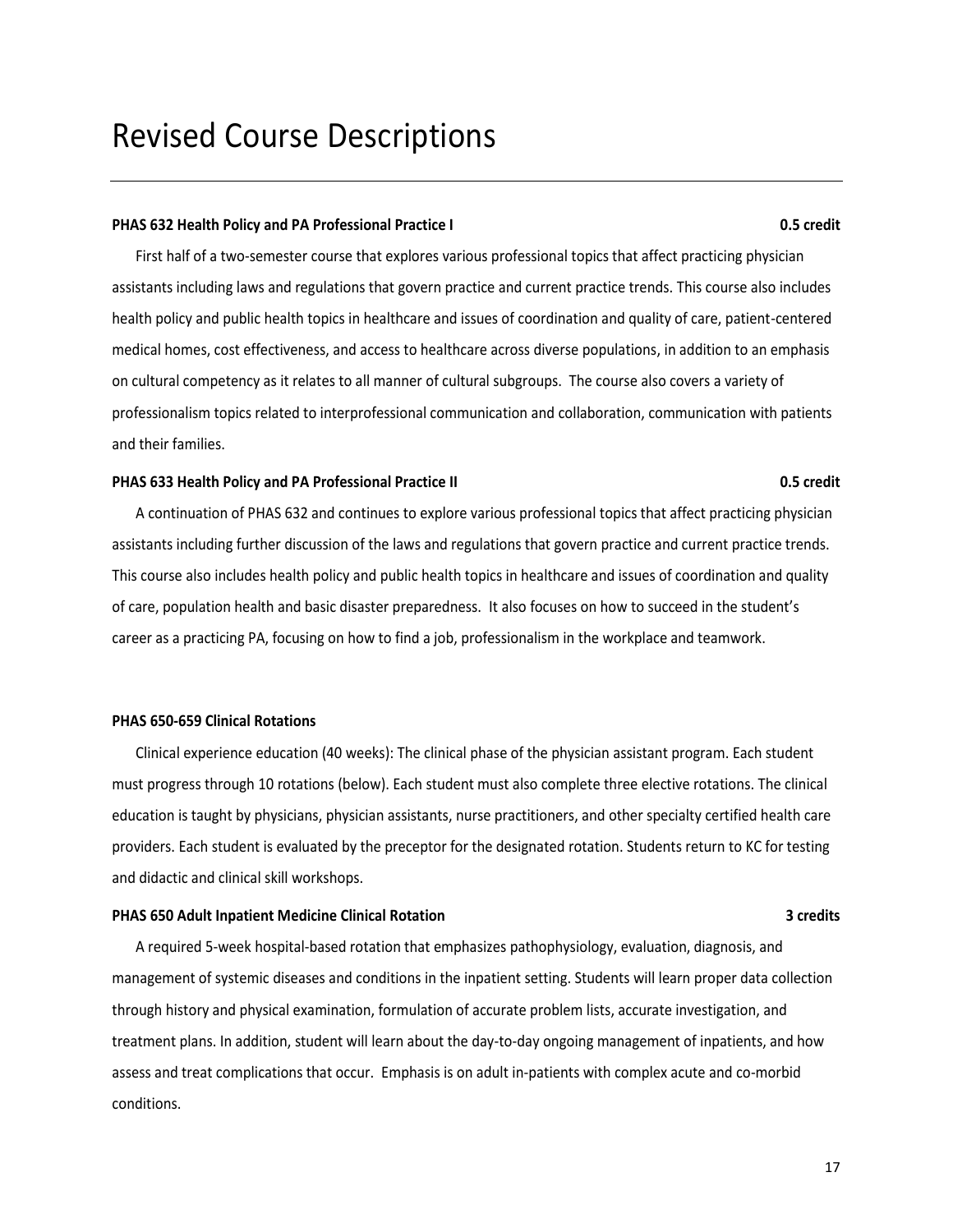# Revised Course Descriptions

**PHAS 632 Health Policy and PA Professional Practice I** **0.5 credit**

First half of a two-semester course that explores various professional topics that affect practicing physician assistants including laws and regulations that govern practice and current practice trends. This course also includes health policy and public health topics in healthcare and issues of coordination and quality of care, patient-centered medical homes, cost effectiveness, and access to healthcare across diverse populations, in addition to an emphasis on cultural competency as it relates to all manner of cultural subgroups. The course also covers a variety of professionalism topics related to interprofessional communication and collaboration, communication with patients and their families.

**PHAS 633 Health Policy and PA Professional Practice II** **0.5 credit**

A continuation of PHAS 632 and continues to explore various professional topics that affect practicing physician assistants including further discussion of the laws and regulations that govern practice and current practice trends. This course also includes health policy and public health topics in healthcare and issues of coordination and quality of care, population health and basic disaster preparedness. It also focuses on how to succeed in the student's career as a practicing PA, focusing on how to find a job, professionalism in the workplace and teamwork.

**PHAS 650-659 Clinical Rotations**

Clinical experience education (40 weeks): The clinical phase of the physician assistant program. Each student must progress through 10 rotations (below). Each student must also complete three elective rotations. The clinical education is taught by physicians, physician assistants, nurse practitioners, and other specialty certified health care providers. Each student is evaluated by the preceptor for the designated rotation. Students return to KC for testing and didactic and clinical skill workshops.

**PHAS 650 Adult Inpatient Medicine Clinical Rotation** **3 credits**

A required 5-week hospital-based rotation that emphasizes pathophysiology, evaluation, diagnosis, and management of systemic diseases and conditions in the inpatient setting. Students will learn proper data collection through history and physical examination, formulation of accurate problem lists, accurate investigation, and treatment plans. In addition, student will learn about the day-to-day ongoing management of inpatients, and how assess and treat complications that occur. Emphasis is on adult in-patients with complex acute and co-morbid conditions.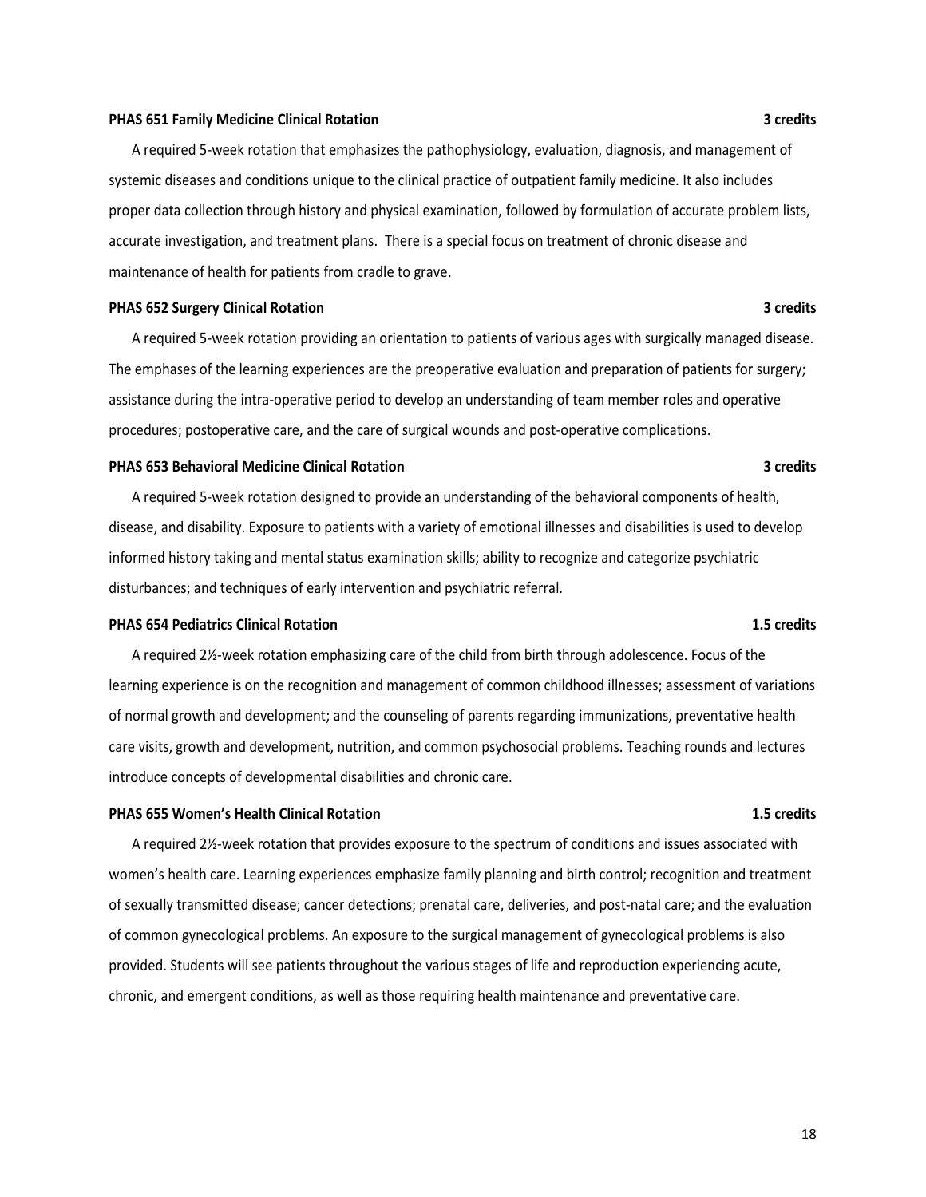**PHAS 651 Family Medicine Clinical Rotation** **3 credits**

A required 5-week rotation that emphasizes the pathophysiology, evaluation, diagnosis, and management of systemic diseases and conditions unique to the clinical practice of outpatient family medicine. It also includes proper data collection through history and physical examination, followed by formulation of accurate problem lists, accurate investigation, and treatment plans. There is a special focus on treatment of chronic disease and maintenance of health for patients from cradle to grave.

**PHAS 652 Surgery Clinical Rotation** **3 credits**

A required 5-week rotation providing an orientation to patients of various ages with surgically managed disease. The emphases of the learning experiences are the preoperative evaluation and preparation of patients for surgery; assistance during the intra-operative period to develop an understanding of team member roles and operative procedures; postoperative care, and the care of surgical wounds and post-operative complications.

**PHAS 653 Behavioral Medicine Clinical Rotation** **3 credits**

A required 5-week rotation designed to provide an understanding of the behavioral components of health, disease, and disability. Exposure to patients with a variety of emotional illnesses and disabilities is used to develop informed history taking and mental status examination skills; ability to recognize and categorize psychiatric disturbances; and techniques of early intervention and psychiatric referral.

**PHAS 654 Pediatrics Clinical Rotation** **1.5 credits**

A required 2½-week rotation emphasizing care of the child from birth through adolescence. Focus of the learning experience is on the recognition and management of common childhood illnesses; assessment of variations of normal growth and development; and the counseling of parents regarding immunizations, preventative health care visits, growth and development, nutrition, and common psychosocial problems. Teaching rounds and lectures introduce concepts of developmental disabilities and chronic care.

**PHAS 655 Women's Health Clinical Rotation** **1.5 credits**

A required 2½-week rotation that provides exposure to the spectrum of conditions and issues associated with women's health care. Learning experiences emphasize family planning and birth control; recognition and treatment of sexually transmitted disease; cancer detections; prenatal care, deliveries, and post-natal care; and the evaluation of common gynecological problems. An exposure to the surgical management of gynecological problems is also provided. Students will see patients throughout the various stages of life and reproduction experiencing acute, chronic, and emergent conditions, as well as those requiring health maintenance and preventative care.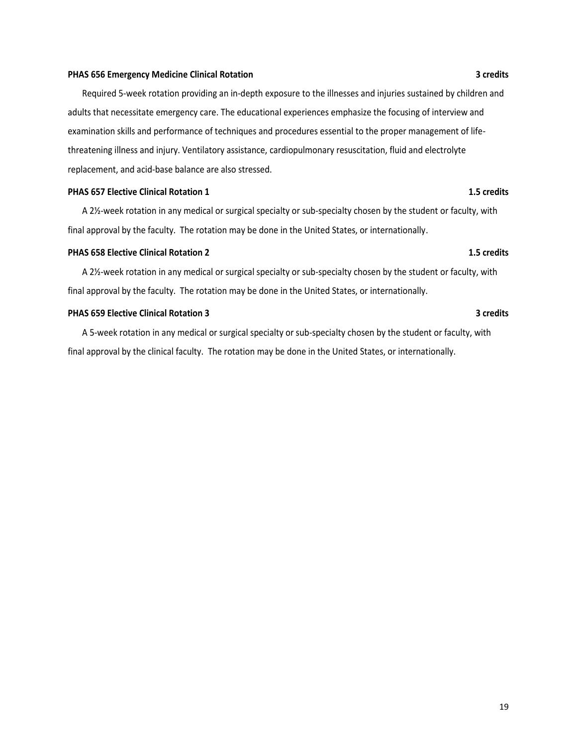**PHAS 656 Emergency Medicine Clinical Rotation** **3 credits**

Required 5-week rotation providing an in-depth exposure to the illnesses and injuries sustained by children and adults that necessitate emergency care. The educational experiences emphasize the focusing of interview and examination skills and performance of techniques and procedures essential to the proper management of life-threatening illness and injury. Ventilatory assistance, cardiopulmonary resuscitation, fluid and electrolyte replacement, and acid-base balance are also stressed.

**PHAS 657 Elective Clinical Rotation 1** **1.5 credits**

A 2½-week rotation in any medical or surgical specialty or sub-specialty chosen by the student or faculty, with final approval by the faculty. The rotation may be done in the United States, or internationally.

**PHAS 658 Elective Clinical Rotation 2** **1.5 credits**

A 2½-week rotation in any medical or surgical specialty or sub-specialty chosen by the student or faculty, with final approval by the faculty. The rotation may be done in the United States, or internationally.

**PHAS 659 Elective Clinical Rotation 3** **3 credits**

A 5-week rotation in any medical or surgical specialty or sub-specialty chosen by the student or faculty, with final approval by the clinical faculty. The rotation may be done in the United States, or internationally.